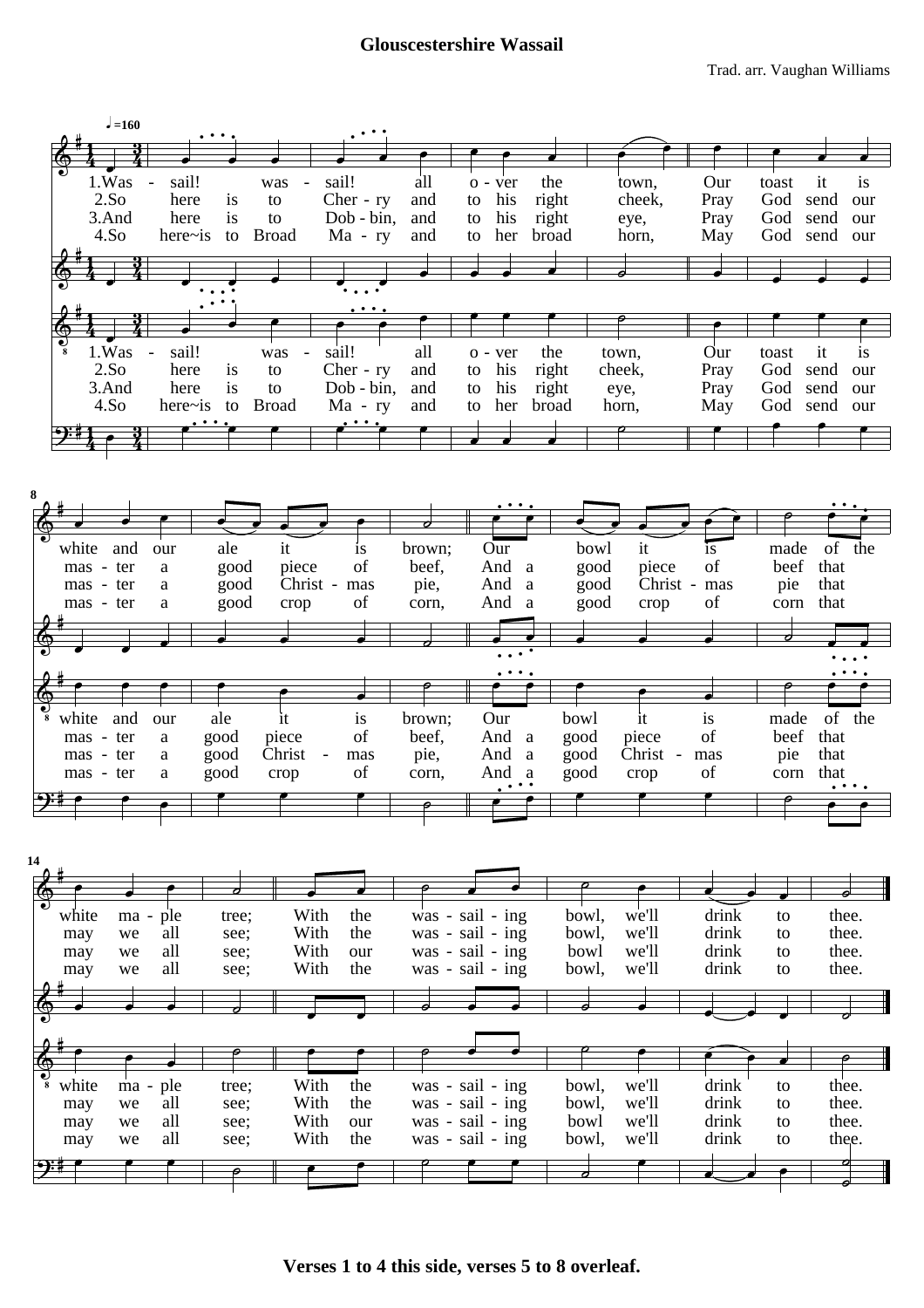# Glouscestershire Wassail

Trad. arr. Vaughan Williams

♩=160

1. Wassail! wassail! all over the town, Our toast it is white and our ale it is brown; Our bowl it is made of the white maple tree; With the wassailing bowl, we'll drink to thee.

2. So here is to Cherry and to his right cheek, Pray God send our master a good piece of beef, And a good piece of beef that may we all see; With the wassailing bowl, we'll drink to thee.

3. And here is to Dobbin, and to his right eye, Pray God send our master a good Christmas pie, And a good Christmas pie that may we all see; With our wassailing bowl we'll drink to thee.

4. So here is to Broad Mary and to her broad horn, May God send our master a good crop of corn, And a good crop of corn that may we all see; With the wassailing bowl, we'll drink to thee.

**Verses 1 to 4 this side, verses 5 to 8 overleaf.**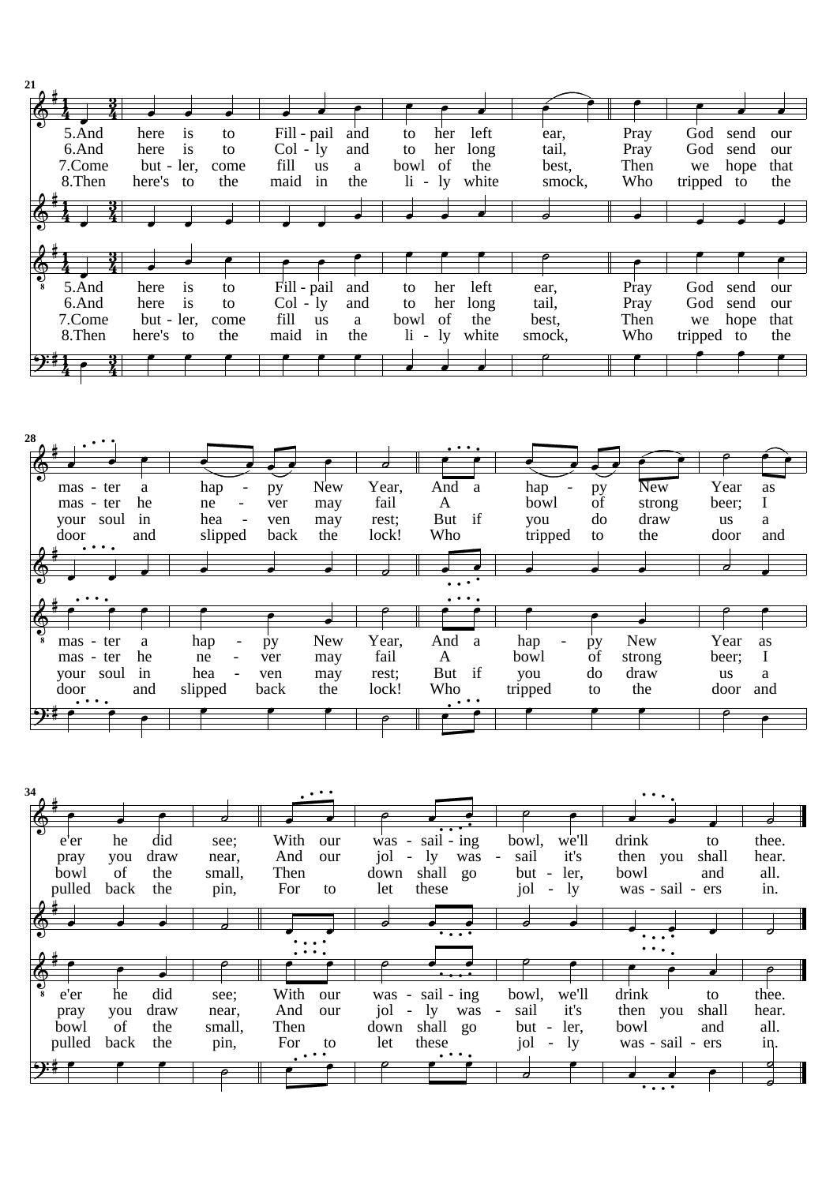5. And here is to Fill - pail and to her left ear,
Pray God send our mas - ter a hap - py New Year,
And a hap - py New Year as e'er he did see;
With our was - sail - ing bowl, we'll drink to thee.

6. And here is to Col - ly and to her long tail,
Pray God send our mas - ter he ne - ver may fail
A bowl of strong beer; I pray you draw near,
And our jol - ly was - sail it's then you shall hear.

7. Come but - ler, come fill us a bowl of the best,
Then we hope that your soul in hea - ven may rest;
But if you do draw us a bowl of the small,
Then down shall go but - ler, bowl and all.

8. Then here's to the maid in the li - ly white smock,
Who tripped to the door and slipped back the lock!
Who tripped to the door and pulled back the pin,
For to let these jol - ly was - sail - ers in.